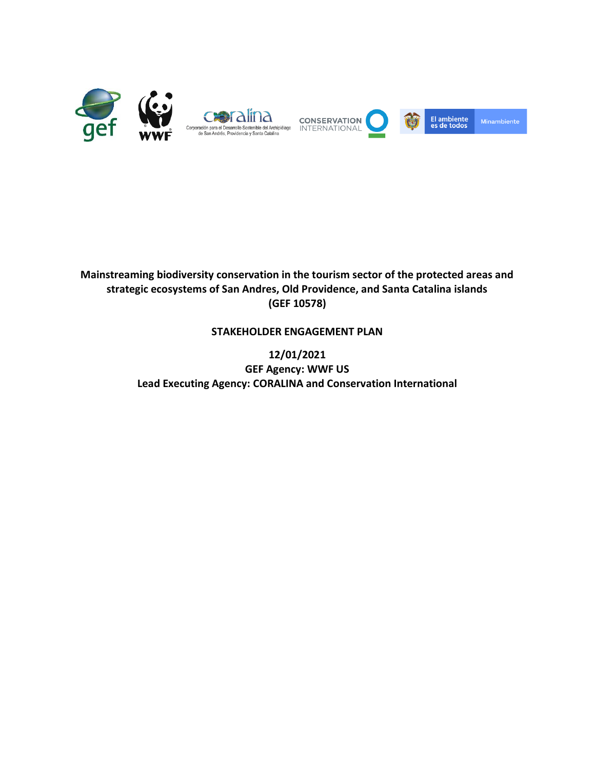**Mainstreaming biodiversity conservation in the tourism sector of the protected areas and strategic ecosystems of San Andres, Old Providence, and Santa Catalina islands (GEF 10578)**

**STAKEHOLDER ENGAGEMENT PLAN**

**12/01/2021**

**GEF Agency: WWF US**

**Lead Executing Agency: CORALINA and Conservation International**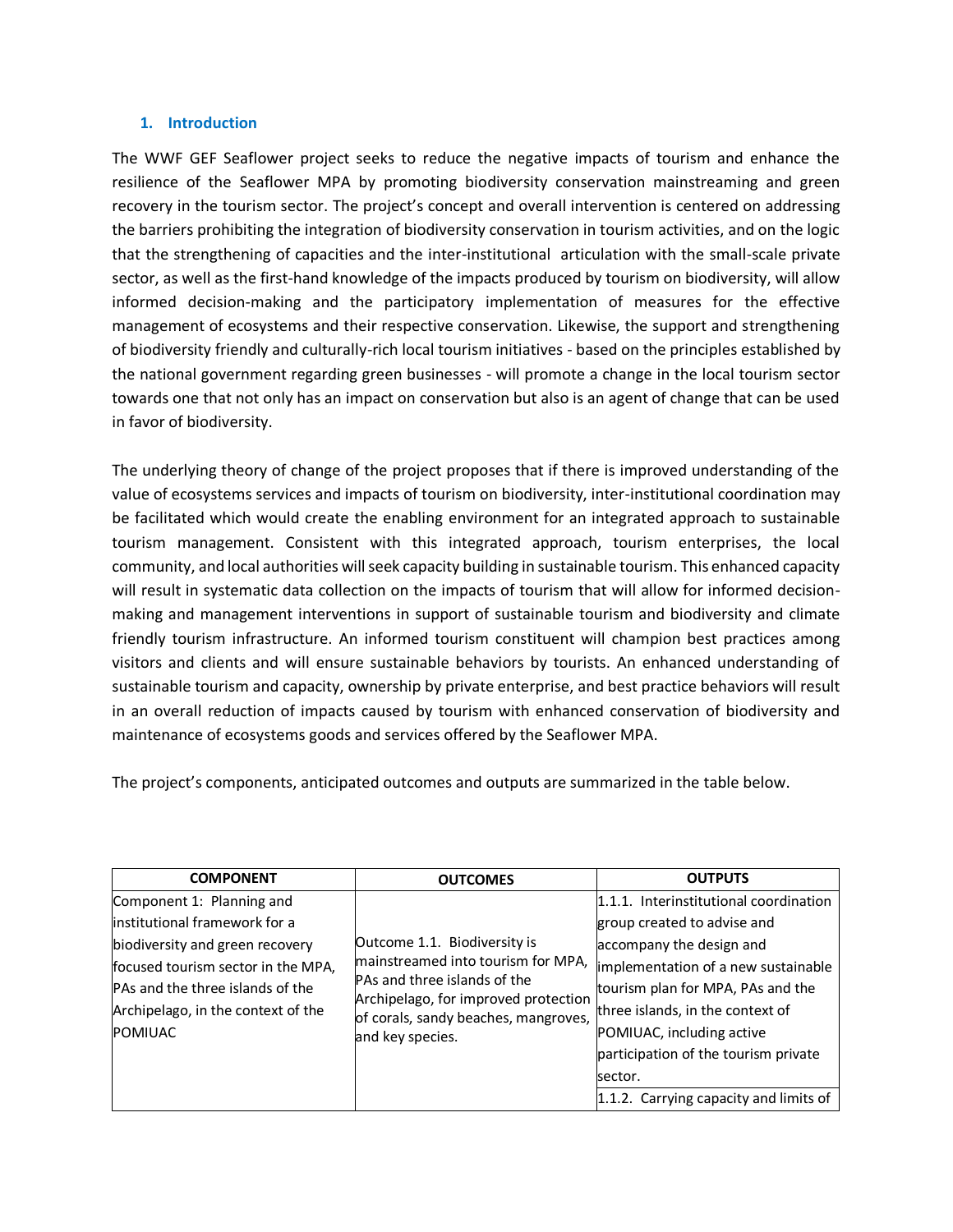## 1. Introduction

The WWF GEF Seaflower project seeks to reduce the negative impacts of tourism and enhance the resilience of the Seaflower MPA by promoting biodiversity conservation mainstreaming and green recovery in the tourism sector. The project's concept and overall intervention is centered on addressing the barriers prohibiting the integration of biodiversity conservation in tourism activities, and on the logic that the strengthening of capacities and the inter-institutional articulation with the small-scale private sector, as well as the first-hand knowledge of the impacts produced by tourism on biodiversity, will allow informed decision-making and the participatory implementation of measures for the effective management of ecosystems and their respective conservation. Likewise, the support and strengthening of biodiversity friendly and culturally-rich local tourism initiatives - based on the principles established by the national government regarding green businesses - will promote a change in the local tourism sector towards one that not only has an impact on conservation but also is an agent of change that can be used in favor of biodiversity.

The underlying theory of change of the project proposes that if there is improved understanding of the value of ecosystems services and impacts of tourism on biodiversity, inter-institutional coordination may be facilitated which would create the enabling environment for an integrated approach to sustainable tourism management. Consistent with this integrated approach, tourism enterprises, the local community, and local authorities will seek capacity building in sustainable tourism. This enhanced capacity will result in systematic data collection on the impacts of tourism that will allow for informed decision-making and management interventions in support of sustainable tourism and biodiversity and climate friendly tourism infrastructure. An informed tourism constituent will champion best practices among visitors and clients and will ensure sustainable behaviors by tourists. An enhanced understanding of sustainable tourism and capacity, ownership by private enterprise, and best practice behaviors will result in an overall reduction of impacts caused by tourism with enhanced conservation of biodiversity and maintenance of ecosystems goods and services offered by the Seaflower MPA.

The project's components, anticipated outcomes and outputs are summarized in the table below.

| COMPONENT | OUTCOMES | OUTPUTS |
|---|---|---|
| Component 1: Planning and institutional framework for a biodiversity and green recovery focused tourism sector in the MPA, PAs and the three islands of the Archipelago, in the context of the POMIUAC | Outcome 1.1. Biodiversity is mainstreamed into tourism for MPA, PAs and three islands of the Archipelago, for improved protection of corals, sandy beaches, mangroves, and key species. | 1.1.1. Interinstitutional coordination group created to advise and accompany the design and implementation of a new sustainable tourism plan for MPA, PAs and the three islands, in the context of POMIUAC, including active participation of the tourism private sector. |
| | | 1.1.2. Carrying capacity and limits of |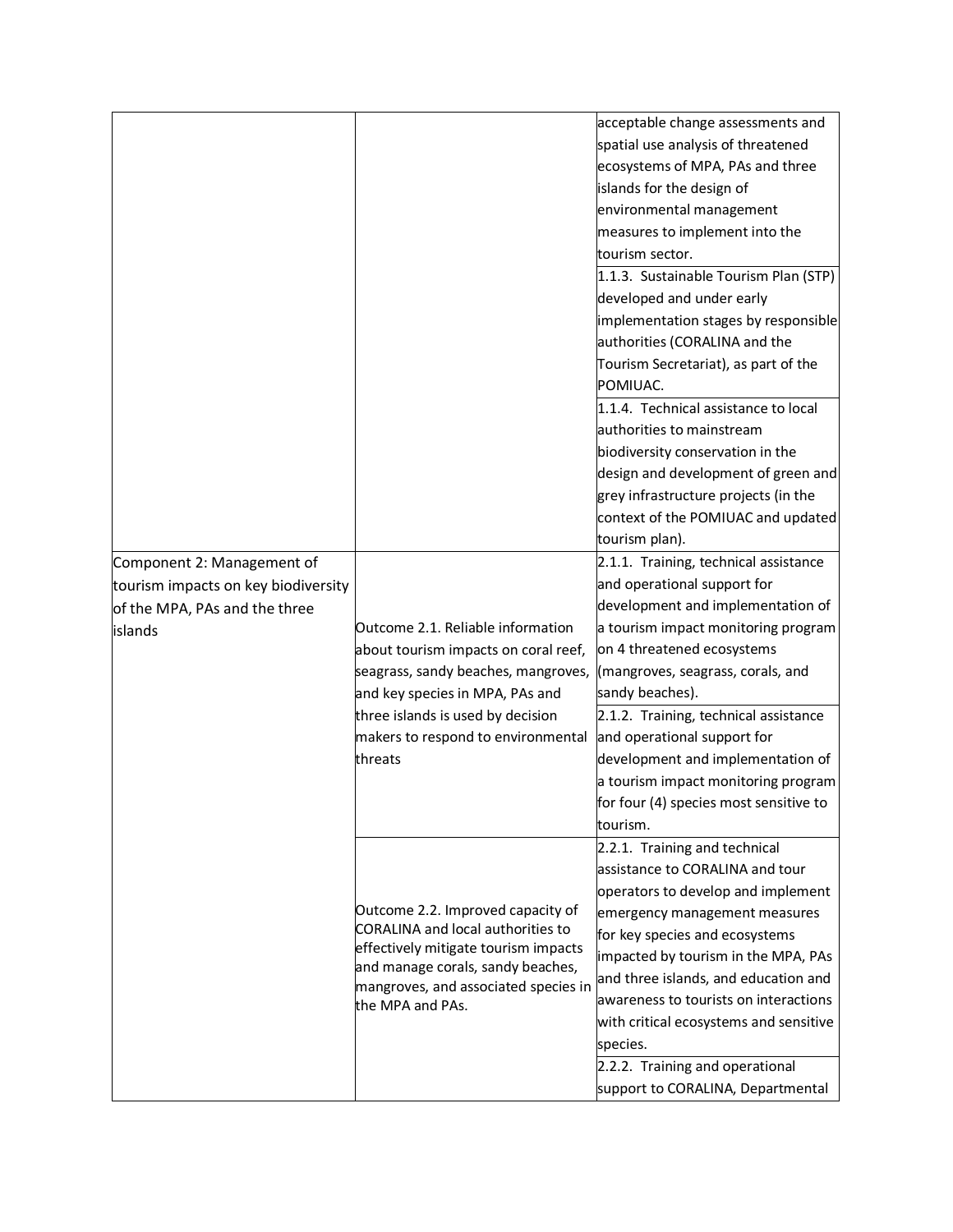| | | |
|---|---|---|
| | | acceptable change assessments and spatial use analysis of threatened ecosystems of MPA, PAs and three islands for the design of environmental management measures to implement into the tourism sector. |
| | | 1.1.3. Sustainable Tourism Plan (STP) developed and under early implementation stages by responsible authorities (CORALINA and the Tourism Secretariat), as part of the POMIUAC. |
| | | 1.1.4. Technical assistance to local authorities to mainstream biodiversity conservation in the design and development of green and grey infrastructure projects (in the context of the POMIUAC and updated tourism plan). |
| Component 2: Management of tourism impacts on key biodiversity of the MPA, PAs and the three islands | Outcome 2.1. Reliable information about tourism impacts on coral reef, seagrass, sandy beaches, mangroves, and key species in MPA, PAs and three islands is used by decision makers to respond to environmental threats | 2.1.1. Training, technical assistance and operational support for development and implementation of a tourism impact monitoring program on 4 threatened ecosystems (mangroves, seagrass, corals, and sandy beaches). |
| | | 2.1.2. Training, technical assistance and operational support for development and implementation of a tourism impact monitoring program for four (4) species most sensitive to tourism. |
| | Outcome 2.2. Improved capacity of CORALINA and local authorities to effectively mitigate tourism impacts and manage corals, sandy beaches, mangroves, and associated species in the MPA and PAs. | 2.2.1. Training and technical assistance to CORALINA and tour operators to develop and implement emergency management measures for key species and ecosystems impacted by tourism in the MPA, PAs and three islands, and education and awareness to tourists on interactions with critical ecosystems and sensitive species. |
| | | 2.2.2. Training and operational support to CORALINA, Departmental |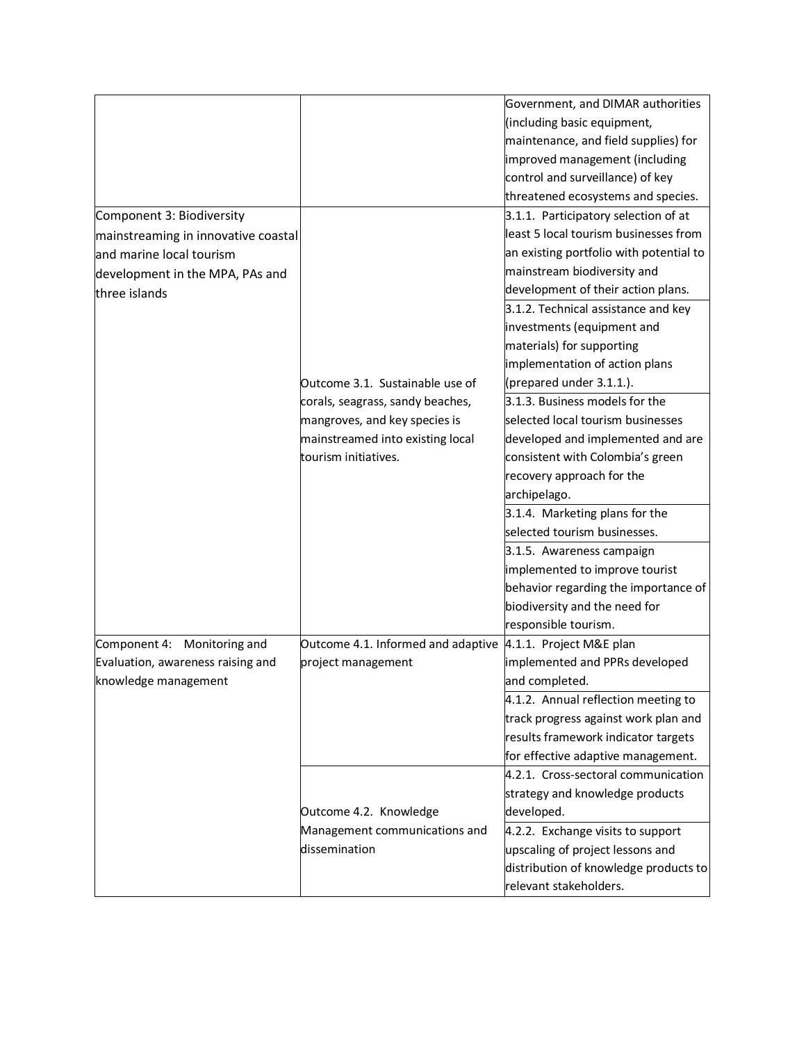| | | |
|---|---|---|
| | | Government, and DIMAR authorities (including basic equipment, maintenance, and field supplies) for improved management (including control and surveillance) of key threatened ecosystems and species. |
| Component 3: Biodiversity mainstreaming in innovative coastal and marine local tourism development in the MPA, PAs and three islands | Outcome 3.1. Sustainable use of corals, seagrass, sandy beaches, mangroves, and key species is mainstreamed into existing local tourism initiatives. | 3.1.1. Participatory selection of at least 5 local tourism businesses from an existing portfolio with potential to mainstream biodiversity and development of their action plans. |
| | | 3.1.2. Technical assistance and key investments (equipment and materials) for supporting implementation of action plans (prepared under 3.1.1.). |
| | | 3.1.3. Business models for the selected local tourism businesses developed and implemented and are consistent with Colombia's green recovery approach for the archipelago. |
| | | 3.1.4. Marketing plans for the selected tourism businesses. |
| | | 3.1.5. Awareness campaign implemented to improve tourist behavior regarding the importance of biodiversity and the need for responsible tourism. |
| Component 4: Monitoring and Evaluation, awareness raising and knowledge management | Outcome 4.1. Informed and adaptive project management | 4.1.1. Project M&E plan implemented and PPRs developed and completed. |
| | | 4.1.2. Annual reflection meeting to track progress against work plan and results framework indicator targets for effective adaptive management. |
| | Outcome 4.2. Knowledge Management communications and dissemination | 4.2.1. Cross-sectoral communication strategy and knowledge products developed. |
| | | 4.2.2. Exchange visits to support upscaling of project lessons and distribution of knowledge products to relevant stakeholders. |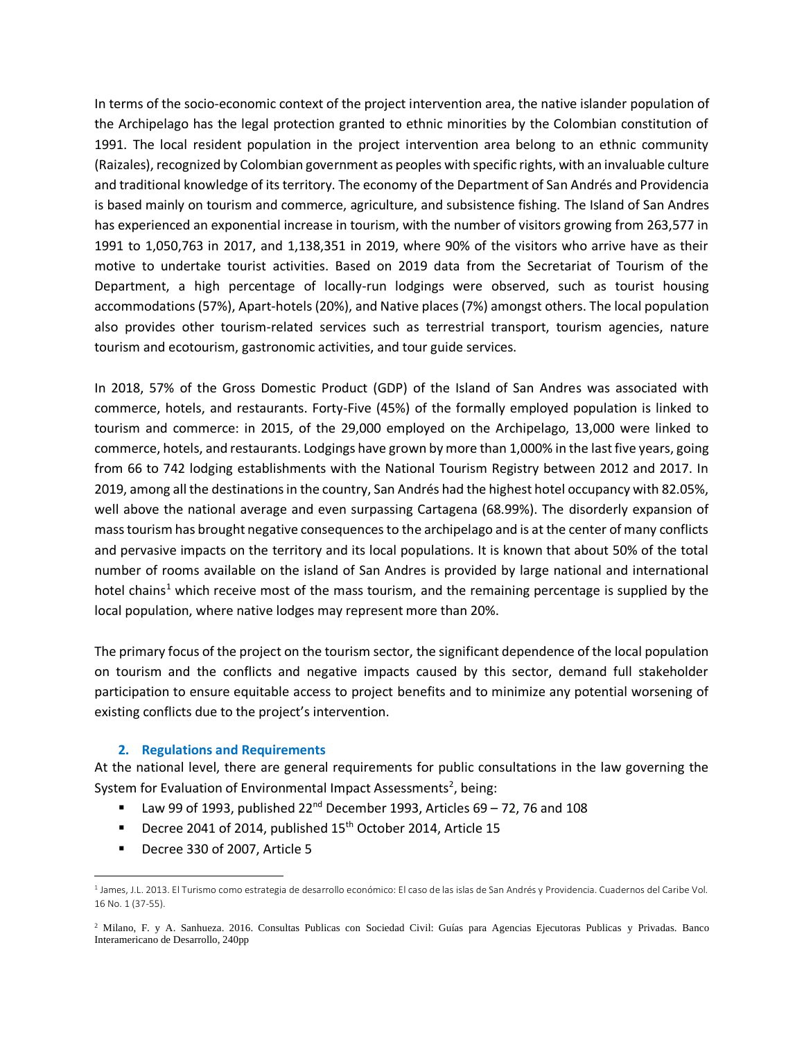In terms of the socio-economic context of the project intervention area, the native islander population of the Archipelago has the legal protection granted to ethnic minorities by the Colombian constitution of 1991. The local resident population in the project intervention area belong to an ethnic community (Raizales), recognized by Colombian government as peoples with specific rights, with an invaluable culture and traditional knowledge of its territory. The economy of the Department of San Andrés and Providencia is based mainly on tourism and commerce, agriculture, and subsistence fishing. The Island of San Andres has experienced an exponential increase in tourism, with the number of visitors growing from 263,577 in 1991 to 1,050,763 in 2017, and 1,138,351 in 2019, where 90% of the visitors who arrive have as their motive to undertake tourist activities. Based on 2019 data from the Secretariat of Tourism of the Department, a high percentage of locally-run lodgings were observed, such as tourist housing accommodations (57%), Apart-hotels (20%), and Native places (7%) amongst others. The local population also provides other tourism-related services such as terrestrial transport, tourism agencies, nature tourism and ecotourism, gastronomic activities, and tour guide services.

In 2018, 57% of the Gross Domestic Product (GDP) of the Island of San Andres was associated with commerce, hotels, and restaurants. Forty-Five (45%) of the formally employed population is linked to tourism and commerce: in 2015, of the 29,000 employed on the Archipelago, 13,000 were linked to commerce, hotels, and restaurants. Lodgings have grown by more than 1,000% in the last five years, going from 66 to 742 lodging establishments with the National Tourism Registry between 2012 and 2017. In 2019, among all the destinations in the country, San Andrés had the highest hotel occupancy with 82.05%, well above the national average and even surpassing Cartagena (68.99%). The disorderly expansion of mass tourism has brought negative consequences to the archipelago and is at the center of many conflicts and pervasive impacts on the territory and its local populations. It is known that about 50% of the total number of rooms available on the island of San Andres is provided by large national and international hotel chains[1] which receive most of the mass tourism, and the remaining percentage is supplied by the local population, where native lodges may represent more than 20%.

The primary focus of the project on the tourism sector, the significant dependence of the local population on tourism and the conflicts and negative impacts caused by this sector, demand full stakeholder participation to ensure equitable access to project benefits and to minimize any potential worsening of existing conflicts due to the project's intervention.

## 2. Regulations and Requirements

At the national level, there are general requirements for public consultations in the law governing the System for Evaluation of Environmental Impact Assessments[2], being:

- Law 99 of 1993, published 22nd December 1993, Articles 69 – 72, 76 and 108
- Decree 2041 of 2014, published 15th October 2014, Article 15
- Decree 330 of 2007, Article 5

[1] James, J.L. 2013. El Turismo como estrategia de desarrollo económico: El caso de las islas de San Andrés y Providencia. Cuadernos del Caribe Vol. 16 No. 1 (37-55).

[2] Milano, F. y A. Sanhueza. 2016. Consultas Publicas con Sociedad Civil: Guías para Agencias Ejecutoras Publicas y Privadas. Banco Interamericano de Desarrollo, 240pp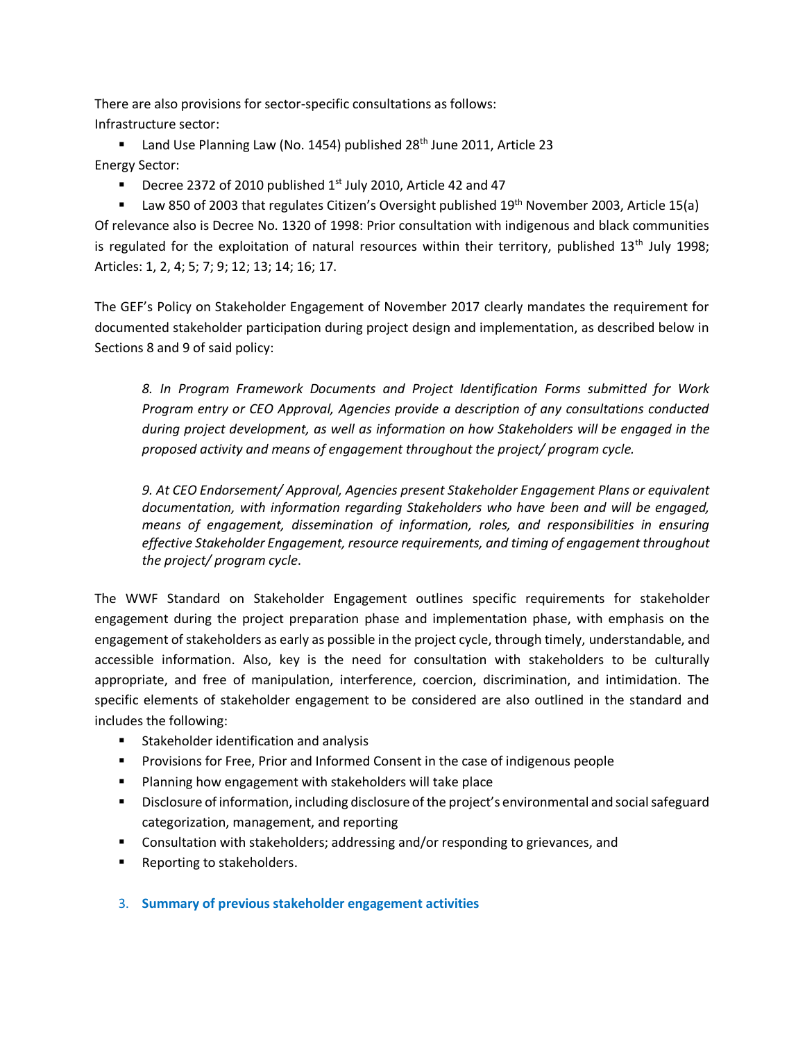There are also provisions for sector-specific consultations as follows:
Infrastructure sector:

- Land Use Planning Law (No. 1454) published 28th June 2011, Article 23

Energy Sector:

- Decree 2372 of 2010 published 1st July 2010, Article 42 and 47
- Law 850 of 2003 that regulates Citizen's Oversight published 19th November 2003, Article 15(a)

Of relevance also is Decree No. 1320 of 1998: Prior consultation with indigenous and black communities is regulated for the exploitation of natural resources within their territory, published 13th July 1998; Articles: 1, 2, 4; 5; 7; 9; 12; 13; 14; 16; 17.

The GEF's Policy on Stakeholder Engagement of November 2017 clearly mandates the requirement for documented stakeholder participation during project design and implementation, as described below in Sections 8 and 9 of said policy:

> *8. In Program Framework Documents and Project Identification Forms submitted for Work Program entry or CEO Approval, Agencies provide a description of any consultations conducted during project development, as well as information on how Stakeholders will be engaged in the proposed activity and means of engagement throughout the project/ program cycle.*
>
> *9. At CEO Endorsement/ Approval, Agencies present Stakeholder Engagement Plans or equivalent documentation, with information regarding Stakeholders who have been and will be engaged, means of engagement, dissemination of information, roles, and responsibilities in ensuring effective Stakeholder Engagement, resource requirements, and timing of engagement throughout the project/ program cycle.*

The WWF Standard on Stakeholder Engagement outlines specific requirements for stakeholder engagement during the project preparation phase and implementation phase, with emphasis on the engagement of stakeholders as early as possible in the project cycle, through timely, understandable, and accessible information. Also, key is the need for consultation with stakeholders to be culturally appropriate, and free of manipulation, interference, coercion, discrimination, and intimidation. The specific elements of stakeholder engagement to be considered are also outlined in the standard and includes the following:

- Stakeholder identification and analysis
- Provisions for Free, Prior and Informed Consent in the case of indigenous people
- Planning how engagement with stakeholders will take place
- Disclosure of information, including disclosure of the project's environmental and social safeguard categorization, management, and reporting
- Consultation with stakeholders; addressing and/or responding to grievances, and
- Reporting to stakeholders.

## 3. Summary of previous stakeholder engagement activities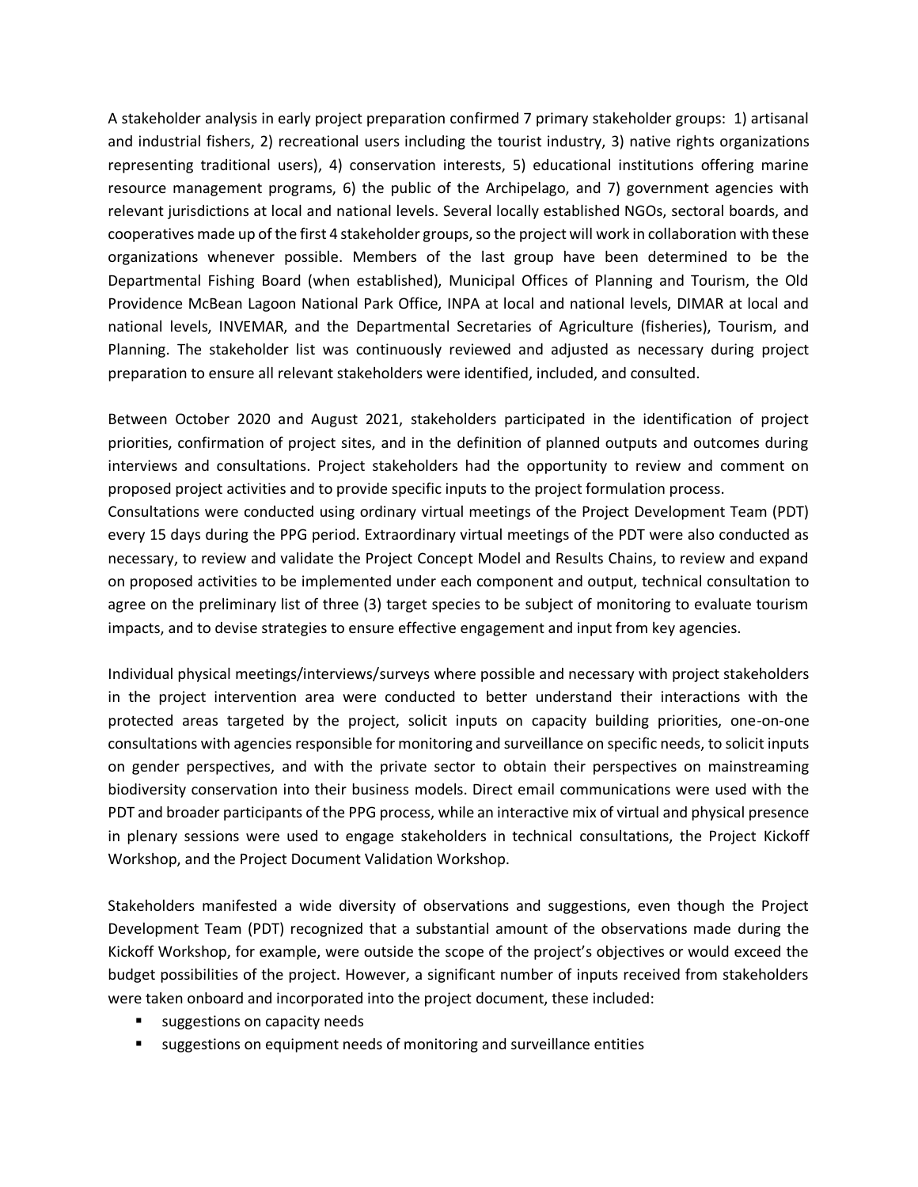A stakeholder analysis in early project preparation confirmed 7 primary stakeholder groups: 1) artisanal and industrial fishers, 2) recreational users including the tourist industry, 3) native rights organizations representing traditional users), 4) conservation interests, 5) educational institutions offering marine resource management programs, 6) the public of the Archipelago, and 7) government agencies with relevant jurisdictions at local and national levels. Several locally established NGOs, sectoral boards, and cooperatives made up of the first 4 stakeholder groups, so the project will work in collaboration with these organizations whenever possible. Members of the last group have been determined to be the Departmental Fishing Board (when established), Municipal Offices of Planning and Tourism, the Old Providence McBean Lagoon National Park Office, INPA at local and national levels, DIMAR at local and national levels, INVEMAR, and the Departmental Secretaries of Agriculture (fisheries), Tourism, and Planning. The stakeholder list was continuously reviewed and adjusted as necessary during project preparation to ensure all relevant stakeholders were identified, included, and consulted.

Between October 2020 and August 2021, stakeholders participated in the identification of project priorities, confirmation of project sites, and in the definition of planned outputs and outcomes during interviews and consultations. Project stakeholders had the opportunity to review and comment on proposed project activities and to provide specific inputs to the project formulation process.
Consultations were conducted using ordinary virtual meetings of the Project Development Team (PDT) every 15 days during the PPG period. Extraordinary virtual meetings of the PDT were also conducted as necessary, to review and validate the Project Concept Model and Results Chains, to review and expand on proposed activities to be implemented under each component and output, technical consultation to agree on the preliminary list of three (3) target species to be subject of monitoring to evaluate tourism impacts, and to devise strategies to ensure effective engagement and input from key agencies.

Individual physical meetings/interviews/surveys where possible and necessary with project stakeholders in the project intervention area were conducted to better understand their interactions with the protected areas targeted by the project, solicit inputs on capacity building priorities, one-on-one consultations with agencies responsible for monitoring and surveillance on specific needs, to solicit inputs on gender perspectives, and with the private sector to obtain their perspectives on mainstreaming biodiversity conservation into their business models. Direct email communications were used with the PDT and broader participants of the PPG process, while an interactive mix of virtual and physical presence in plenary sessions were used to engage stakeholders in technical consultations, the Project Kickoff Workshop, and the Project Document Validation Workshop.

Stakeholders manifested a wide diversity of observations and suggestions, even though the Project Development Team (PDT) recognized that a substantial amount of the observations made during the Kickoff Workshop, for example, were outside the scope of the project's objectives or would exceed the budget possibilities of the project. However, a significant number of inputs received from stakeholders were taken onboard and incorporated into the project document, these included:

- suggestions on capacity needs
- suggestions on equipment needs of monitoring and surveillance entities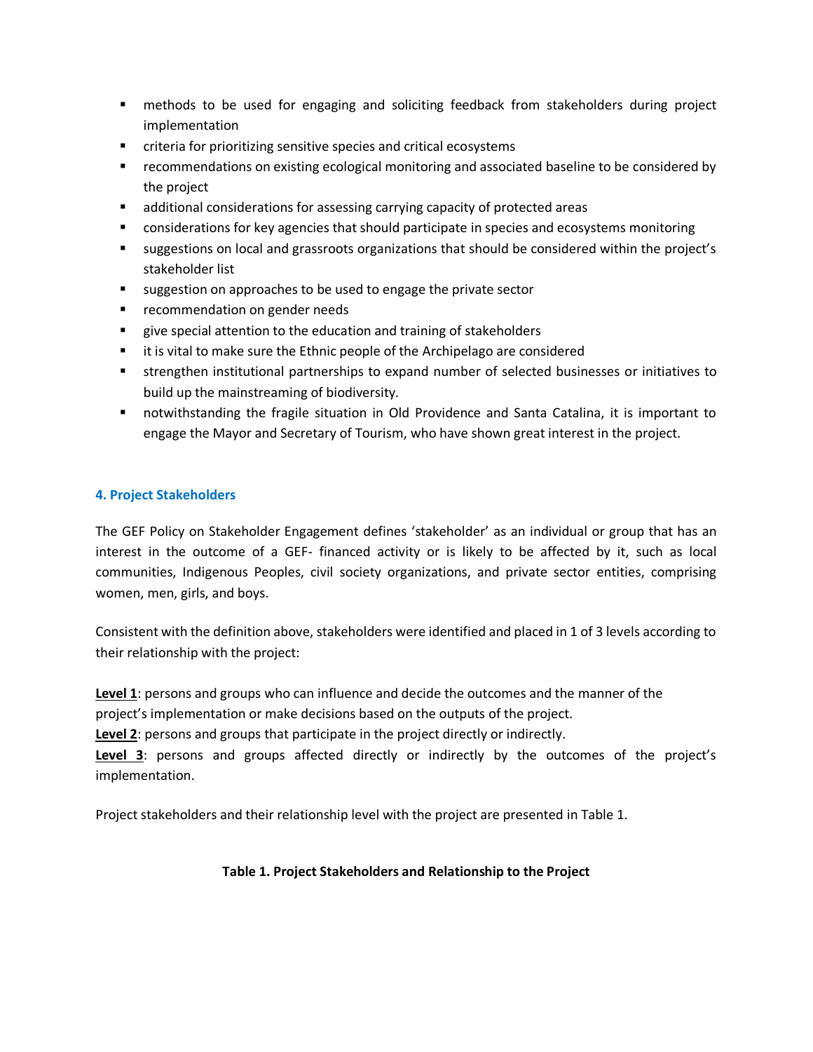- methods to be used for engaging and soliciting feedback from stakeholders during project implementation
- criteria for prioritizing sensitive species and critical ecosystems
- recommendations on existing ecological monitoring and associated baseline to be considered by the project
- additional considerations for assessing carrying capacity of protected areas
- considerations for key agencies that should participate in species and ecosystems monitoring
- suggestions on local and grassroots organizations that should be considered within the project's stakeholder list
- suggestion on approaches to be used to engage the private sector
- recommendation on gender needs
- give special attention to the education and training of stakeholders
- it is vital to make sure the Ethnic people of the Archipelago are considered
- strengthen institutional partnerships to expand number of selected businesses or initiatives to build up the mainstreaming of biodiversity.
- notwithstanding the fragile situation in Old Providence and Santa Catalina, it is important to engage the Mayor and Secretary of Tourism, who have shown great interest in the project.

## 4. Project Stakeholders

The GEF Policy on Stakeholder Engagement defines 'stakeholder' as an individual or group that has an interest in the outcome of a GEF- financed activity or is likely to be affected by it, such as local communities, Indigenous Peoples, civil society organizations, and private sector entities, comprising women, men, girls, and boys.

Consistent with the definition above, stakeholders were identified and placed in 1 of 3 levels according to their relationship with the project:

**Level 1**: persons and groups who can influence and decide the outcomes and the manner of the project's implementation or make decisions based on the outputs of the project.
**Level 2**: persons and groups that participate in the project directly or indirectly.
**Level 3**: persons and groups affected directly or indirectly by the outcomes of the project's implementation.

Project stakeholders and their relationship level with the project are presented in Table 1.

**Table 1. Project Stakeholders and Relationship to the Project**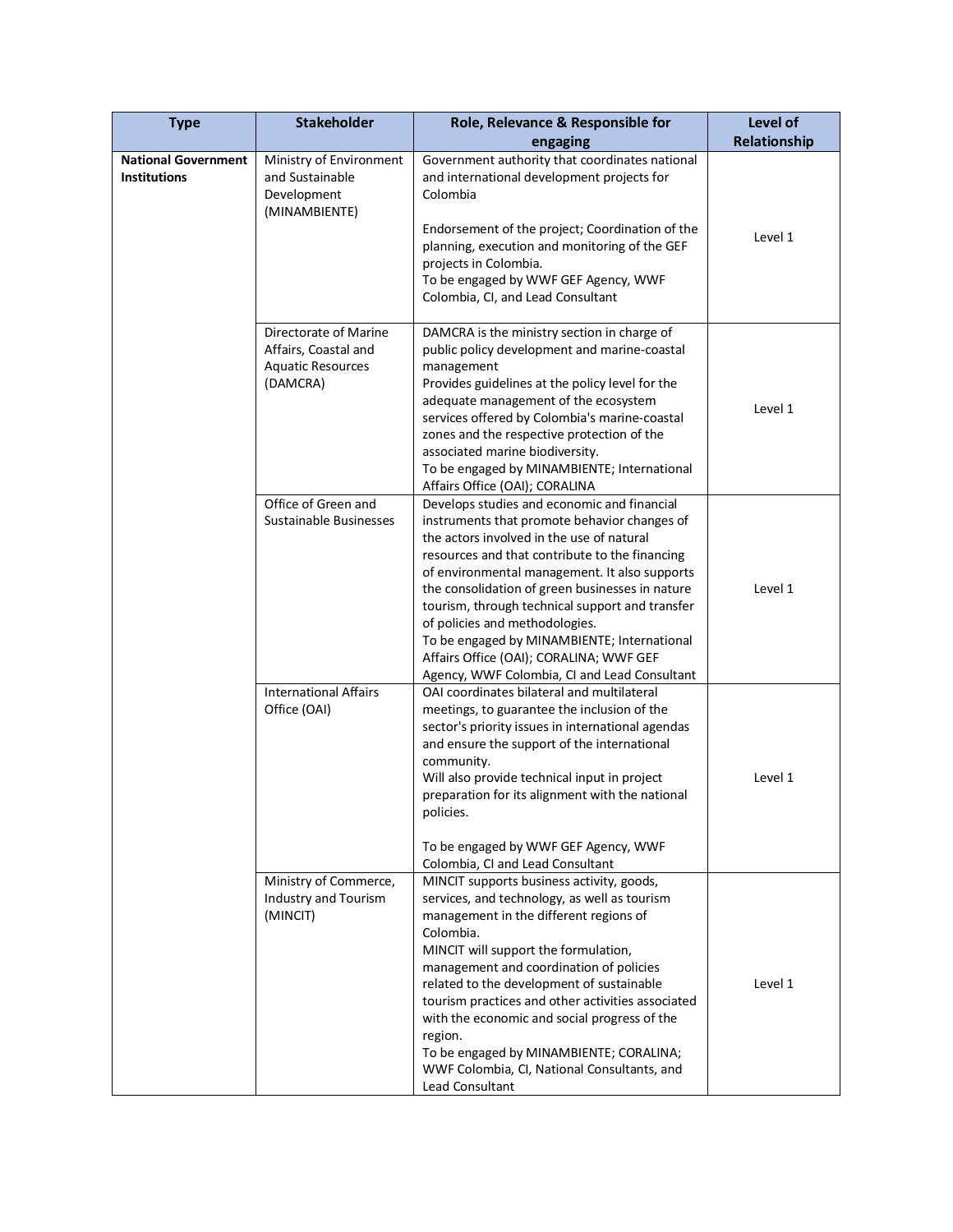| Type | Stakeholder | Role, Relevance & Responsible for engaging | Level of Relationship |
|---|---|---|---|
| **National Government Institutions** | Ministry of Environment and Sustainable Development (MINAMBIENTE) | Government authority that coordinates national and international development projects for Colombia<br><br>Endorsement of the project; Coordination of the planning, execution and monitoring of the GEF projects in Colombia.<br>To be engaged by WWF GEF Agency, WWF Colombia, CI, and Lead Consultant | Level 1 |
| | Directorate of Marine Affairs, Coastal and Aquatic Resources (DAMCRA) | DAMCRA is the ministry section in charge of public policy development and marine-coastal management<br>Provides guidelines at the policy level for the adequate management of the ecosystem services offered by Colombia's marine-coastal zones and the respective protection of the associated marine biodiversity.<br>To be engaged by MINAMBIENTE; International Affairs Office (OAI); CORALINA | Level 1 |
| | Office of Green and Sustainable Businesses | Develops studies and economic and financial instruments that promote behavior changes of the actors involved in the use of natural resources and that contribute to the financing of environmental management. It also supports the consolidation of green businesses in nature tourism, through technical support and transfer of policies and methodologies.<br>To be engaged by MINAMBIENTE; International Affairs Office (OAI); CORALINA; WWF GEF Agency, WWF Colombia, CI and Lead Consultant | Level 1 |
| | International Affairs Office (OAI) | OAI coordinates bilateral and multilateral meetings, to guarantee the inclusion of the sector's priority issues in international agendas and ensure the support of the international community.<br>Will also provide technical input in project preparation for its alignment with the national policies.<br><br>To be engaged by WWF GEF Agency, WWF Colombia, CI and Lead Consultant | Level 1 |
| | Ministry of Commerce, Industry and Tourism (MINCIT) | MINCIT supports business activity, goods, services, and technology, as well as tourism management in the different regions of Colombia.<br>MINCIT will support the formulation, management and coordination of policies related to the development of sustainable tourism practices and other activities associated with the economic and social progress of the region.<br>To be engaged by MINAMBIENTE; CORALINA; WWF Colombia, CI, National Consultants, and Lead Consultant | Level 1 |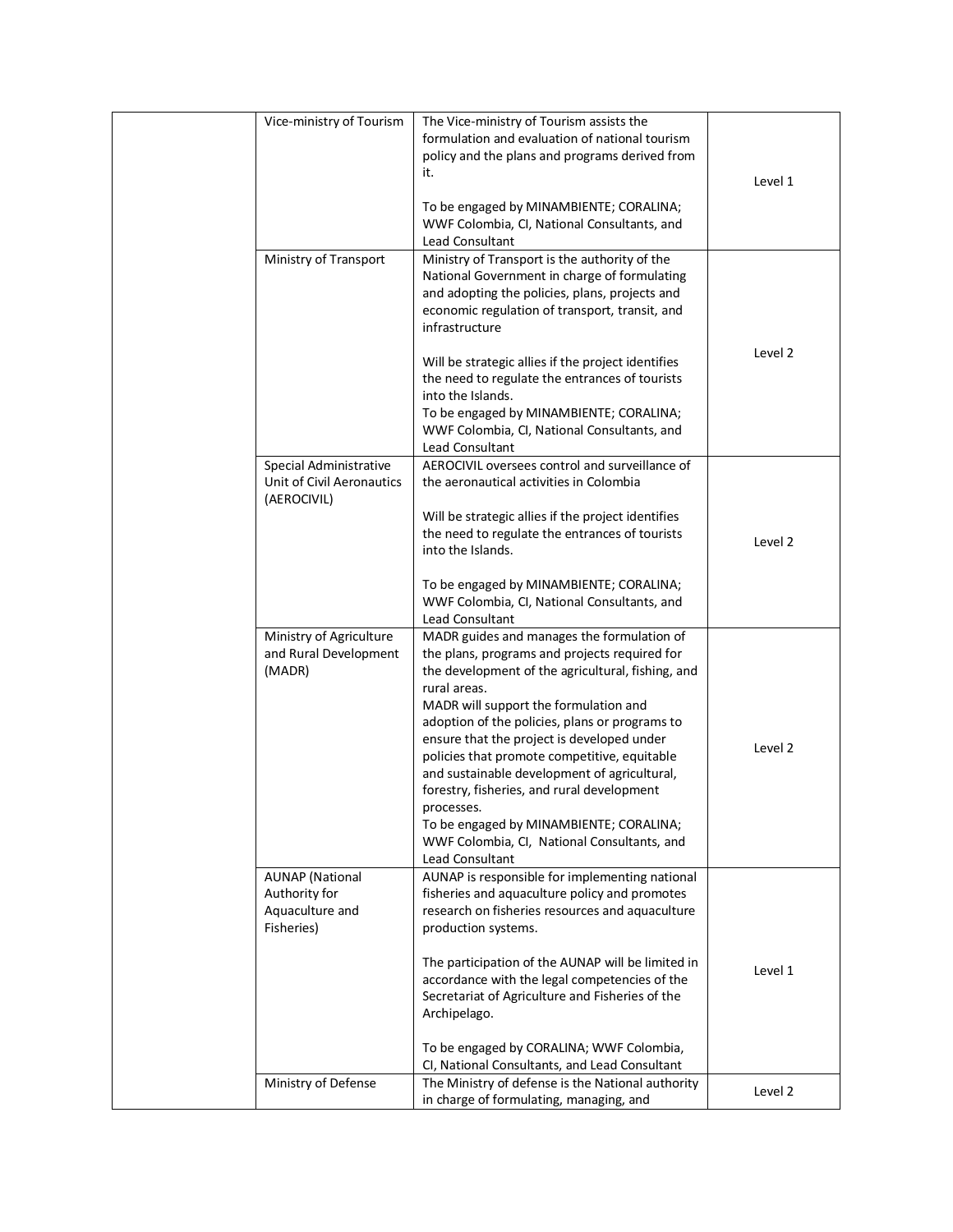|  |  |  |  |
|---|---|---|---|
|  | Vice-ministry of Tourism | The Vice-ministry of Tourism assists the formulation and evaluation of national tourism policy and the plans and programs derived from it.<br><br>To be engaged by MINAMBIENTE; CORALINA; WWF Colombia, CI, National Consultants, and Lead Consultant | Level 1 |
|  | Ministry of Transport | Ministry of Transport is the authority of the National Government in charge of formulating and adopting the policies, plans, projects and economic regulation of transport, transit, and infrastructure<br><br>Will be strategic allies if the project identifies the need to regulate the entrances of tourists into the Islands.<br>To be engaged by MINAMBIENTE; CORALINA; WWF Colombia, CI, National Consultants, and Lead Consultant | Level 2 |
|  | Special Administrative Unit of Civil Aeronautics (AEROCIVIL) | AEROCIVIL oversees control and surveillance of the aeronautical activities in Colombia<br><br>Will be strategic allies if the project identifies the need to regulate the entrances of tourists into the Islands.<br><br>To be engaged by MINAMBIENTE; CORALINA; WWF Colombia, CI, National Consultants, and Lead Consultant | Level 2 |
|  | Ministry of Agriculture and Rural Development (MADR) | MADR guides and manages the formulation of the plans, programs and projects required for the development of the agricultural, fishing, and rural areas.<br>MADR will support the formulation and adoption of the policies, plans or programs to ensure that the project is developed under policies that promote competitive, equitable and sustainable development of agricultural, forestry, fisheries, and rural development processes.<br>To be engaged by MINAMBIENTE; CORALINA; WWF Colombia, CI, National Consultants, and Lead Consultant | Level 2 |
|  | AUNAP (National Authority for Aquaculture and Fisheries) | AUNAP is responsible for implementing national fisheries and aquaculture policy and promotes research on fisheries resources and aquaculture production systems.<br><br>The participation of the AUNAP will be limited in accordance with the legal competencies of the Secretariat of Agriculture and Fisheries of the Archipelago.<br><br>To be engaged by CORALINA; WWF Colombia, CI, National Consultants, and Lead Consultant | Level 1 |
|  | Ministry of Defense | The Ministry of defense is the National authority in charge of formulating, managing, and | Level 2 |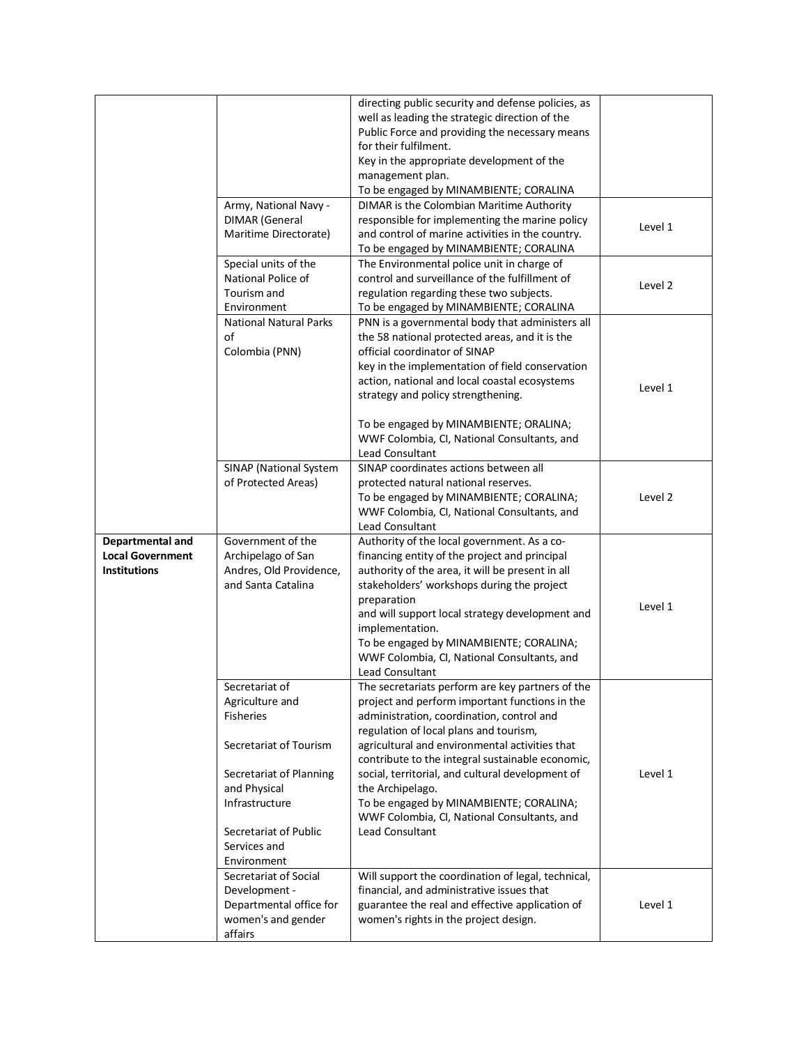| | | | |
|---|---|---|---|
| | | directing public security and defense policies, as well as leading the strategic direction of the Public Force and providing the necessary means for their fulfilment.<br>Key in the appropriate development of the management plan.<br>To be engaged by MINAMBIENTE; CORALINA | |
| | Army, National Navy - DIMAR (General Maritime Directorate) | DIMAR is the Colombian Maritime Authority responsible for implementing the marine policy and control of marine activities in the country.<br>To be engaged by MINAMBIENTE; CORALINA | Level 1 |
| | Special units of the National Police of Tourism and Environment | The Environmental police unit in charge of control and surveillance of the fulfillment of regulation regarding these two subjects.<br>To be engaged by MINAMBIENTE; CORALINA | Level 2 |
| | National Natural Parks of Colombia (PNN) | PNN is a governmental body that administers all the 58 national protected areas, and it is the official coordinator of SINAP<br>key in the implementation of field conservation action, national and local coastal ecosystems strategy and policy strengthening.<br><br>To be engaged by MINAMBIENTE; ORALINA; WWF Colombia, CI, National Consultants, and Lead Consultant | Level 1 |
| | SINAP (National System of Protected Areas) | SINAP coordinates actions between all protected natural national reserves.<br>To be engaged by MINAMBIENTE; CORALINA; WWF Colombia, CI, National Consultants, and Lead Consultant | Level 2 |
| **Departmental and Local Government Institutions** | Government of the Archipelago of San Andres, Old Providence, and Santa Catalina | Authority of the local government. As a co-financing entity of the project and principal authority of the area, it will be present in all stakeholders' workshops during the project preparation<br>and will support local strategy development and implementation.<br>To be engaged by MINAMBIENTE; CORALINA; WWF Colombia, CI, National Consultants, and Lead Consultant | Level 1 |
| | Secretariat of Agriculture and Fisheries<br><br>Secretariat of Tourism<br><br>Secretariat of Planning and Physical Infrastructure<br><br>Secretariat of Public Services and Environment | The secretariats perform are key partners of the project and perform important functions in the administration, coordination, control and regulation of local plans and tourism, agricultural and environmental activities that contribute to the integral sustainable economic, social, territorial, and cultural development of the Archipelago.<br>To be engaged by MINAMBIENTE; CORALINA; WWF Colombia, CI, National Consultants, and Lead Consultant | Level 1 |
| | Secretariat of Social Development - Departmental office for women's and gender affairs | Will support the coordination of legal, technical, financial, and administrative issues that guarantee the real and effective application of women's rights in the project design. | Level 1 |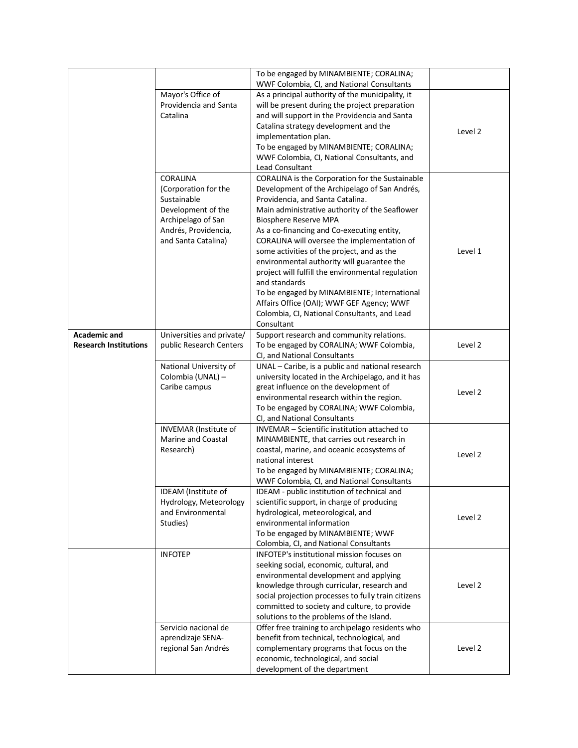| | | | |
|---|---|---|---|
| | | To be engaged by MINAMBIENTE; CORALINA; WWF Colombia, CI, and National Consultants | |
| | Mayor's Office of Providencia and Santa Catalina | As a principal authority of the municipality, it will be present during the project preparation and will support in the Providencia and Santa Catalina strategy development and the implementation plan.<br>To be engaged by MINAMBIENTE; CORALINA; WWF Colombia, CI, National Consultants, and Lead Consultant | Level 2 |
| | CORALINA (Corporation for the Sustainable Development of the Archipelago of San Andrés, Providencia, and Santa Catalina) | CORALINA is the Corporation for the Sustainable Development of the Archipelago of San Andrés, Providencia, and Santa Catalina.<br>Main administrative authority of the Seaflower Biosphere Reserve MPA<br>As a co-financing and Co-executing entity, CORALINA will oversee the implementation of some activities of the project, and as the environmental authority will guarantee the project will fulfill the environmental regulation and standards<br>To be engaged by MINAMBIENTE; International Affairs Office (OAI); WWF GEF Agency; WWF Colombia, CI, National Consultants, and Lead Consultant | Level 1 |
| **Academic and Research Institutions** | Universities and private/ public Research Centers | Support research and community relations.<br>To be engaged by CORALINA; WWF Colombia, CI, and National Consultants | Level 2 |
| | National University of Colombia (UNAL) – Caribe campus | UNAL – Caribe, is a public and national research university located in the Archipelago, and it has great influence on the development of environmental research within the region.<br>To be engaged by CORALINA; WWF Colombia, CI, and National Consultants | Level 2 |
| | INVEMAR (Institute of Marine and Coastal Research) | INVEMAR – Scientific institution attached to MINAMBIENTE, that carries out research in coastal, marine, and oceanic ecosystems of national interest<br>To be engaged by MINAMBIENTE; CORALINA; WWF Colombia, CI, and National Consultants | Level 2 |
| | IDEAM (Institute of Hydrology, Meteorology and Environmental Studies) | IDEAM - public institution of technical and scientific support, in charge of producing hydrological, meteorological, and environmental information<br>To be engaged by MINAMBIENTE; WWF Colombia, CI, and National Consultants | Level 2 |
| | INFOTEP | INFOTEP's institutional mission focuses on seeking social, economic, cultural, and environmental development and applying knowledge through curricular, research and social projection processes to fully train citizens committed to society and culture, to provide solutions to the problems of the Island. | Level 2 |
| | Servicio nacional de aprendizaje SENA-regional San Andrés | Offer free training to archipelago residents who benefit from technical, technological, and complementary programs that focus on the economic, technological, and social development of the department | Level 2 |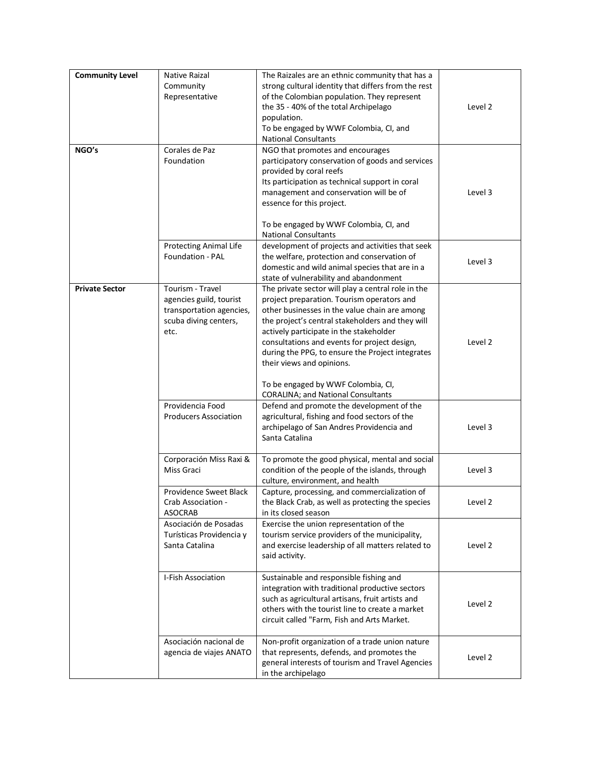| Community Level | Native Raizal Community Representative | The Raizales are an ethnic community that has a strong cultural identity that differs from the rest of the Colombian population. They represent the 35 - 40% of the total Archipelago population.<br>To be engaged by WWF Colombia, CI, and National Consultants | Level 2 |
|---|---|---|---|
| NGO's | Corales de Paz Foundation | NGO that promotes and encourages participatory conservation of goods and services provided by coral reefs<br>Its participation as technical support in coral management and conservation will be of essence for this project.<br><br>To be engaged by WWF Colombia, CI, and National Consultants | Level 3 |
| | Protecting Animal Life Foundation - PAL | development of projects and activities that seek the welfare, protection and conservation of domestic and wild animal species that are in a state of vulnerability and abandonment | Level 3 |
| Private Sector | Tourism - Travel agencies guild, tourist transportation agencies, scuba diving centers, etc. | The private sector will play a central role in the project preparation. Tourism operators and other businesses in the value chain are among the project's central stakeholders and they will actively participate in the stakeholder consultations and events for project design, during the PPG, to ensure the Project integrates their views and opinions.<br><br>To be engaged by WWF Colombia, CI, CORALINA; and National Consultants | Level 2 |
| | Providencia Food Producers Association | Defend and promote the development of the agricultural, fishing and food sectors of the archipelago of San Andres Providencia and Santa Catalina | Level 3 |
| | Corporación Miss Raxi & Miss Graci | To promote the good physical, mental and social condition of the people of the islands, through culture, environment, and health | Level 3 |
| | Providence Sweet Black Crab Association - ASOCRAB | Capture, processing, and commercialization of the Black Crab, as well as protecting the species in its closed season | Level 2 |
| | Asociación de Posadas Turísticas Providencia y Santa Catalina | Exercise the union representation of the tourism service providers of the municipality, and exercise leadership of all matters related to said activity. | Level 2 |
| | I-Fish Association | Sustainable and responsible fishing and integration with traditional productive sectors such as agricultural artisans, fruit artists and others with the tourist line to create a market circuit called "Farm, Fish and Arts Market. | Level 2 |
| | Asociación nacional de agencia de viajes ANATO | Non-profit organization of a trade union nature that represents, defends, and promotes the general interests of tourism and Travel Agencies in the archipelago | Level 2 |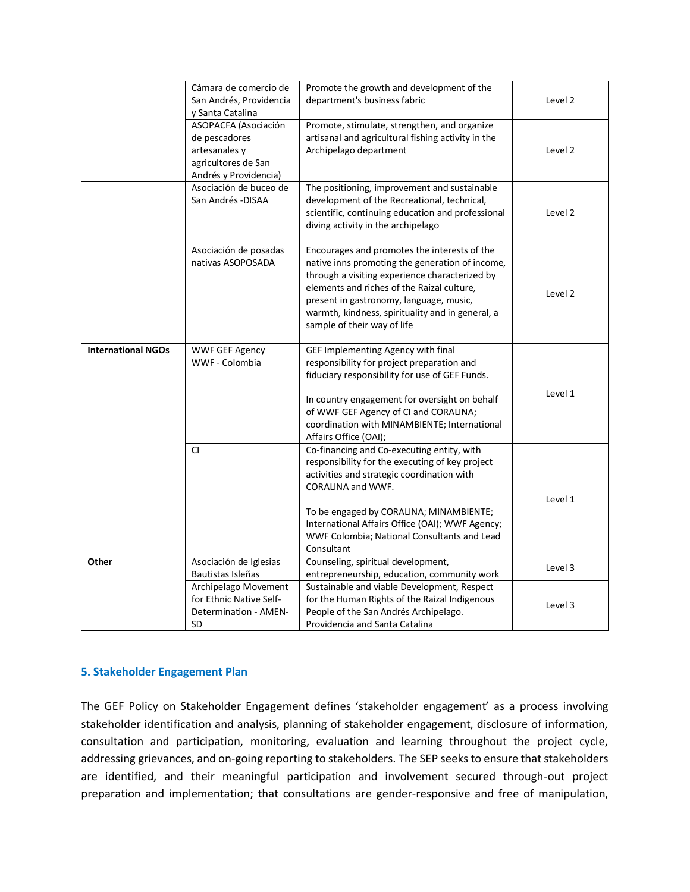| | | | |
|---|---|---|---|
| | Cámara de comercio de San Andrés, Providencia y Santa Catalina | Promote the growth and development of the department's business fabric | Level 2 |
| | ASOPACFA (Asociación de pescadores artesanales y agricultores de San Andrés y Providencia) | Promote, stimulate, strengthen, and organize artisanal and agricultural fishing activity in the Archipelago department | Level 2 |
| | Asociación de buceo de San Andrés -DISAA | The positioning, improvement and sustainable development of the Recreational, technical, scientific, continuing education and professional diving activity in the archipelago | Level 2 |
| | Asociación de posadas nativas ASOPOSADA | Encourages and promotes the interests of the native inns promoting the generation of income, through a visiting experience characterized by elements and riches of the Raizal culture, present in gastronomy, language, music, warmth, kindness, spirituality and in general, a sample of their way of life | Level 2 |
| **International NGOs** | WWF GEF Agency<br>WWF - Colombia | GEF Implementing Agency with final responsibility for project preparation and fiduciary responsibility for use of GEF Funds.<br><br>In country engagement for oversight on behalf of WWF GEF Agency of CI and CORALINA; coordination with MINAMBIENTE; International Affairs Office (OAI); | Level 1 |
| | CI | Co-financing and Co-executing entity, with responsibility for the executing of key project activities and strategic coordination with CORALINA and WWF.<br><br>To be engaged by CORALINA; MINAMBIENTE; International Affairs Office (OAI); WWF Agency; WWF Colombia; National Consultants and Lead Consultant | Level 1 |
| **Other** | Asociación de Iglesias Bautistas Isleñas | Counseling, spiritual development, entrepreneurship, education, community work | Level 3 |
| | Archipelago Movement for Ethnic Native Self-Determination - AMEN-SD | Sustainable and viable Development, Respect for the Human Rights of the Raizal Indigenous People of the San Andrés Archipelago. Providencia and Santa Catalina | Level 3 |

## 5. Stakeholder Engagement Plan

The GEF Policy on Stakeholder Engagement defines 'stakeholder engagement' as a process involving stakeholder identification and analysis, planning of stakeholder engagement, disclosure of information, consultation and participation, monitoring, evaluation and learning throughout the project cycle, addressing grievances, and on-going reporting to stakeholders. The SEP seeks to ensure that stakeholders are identified, and their meaningful participation and involvement secured through-out project preparation and implementation; that consultations are gender-responsive and free of manipulation,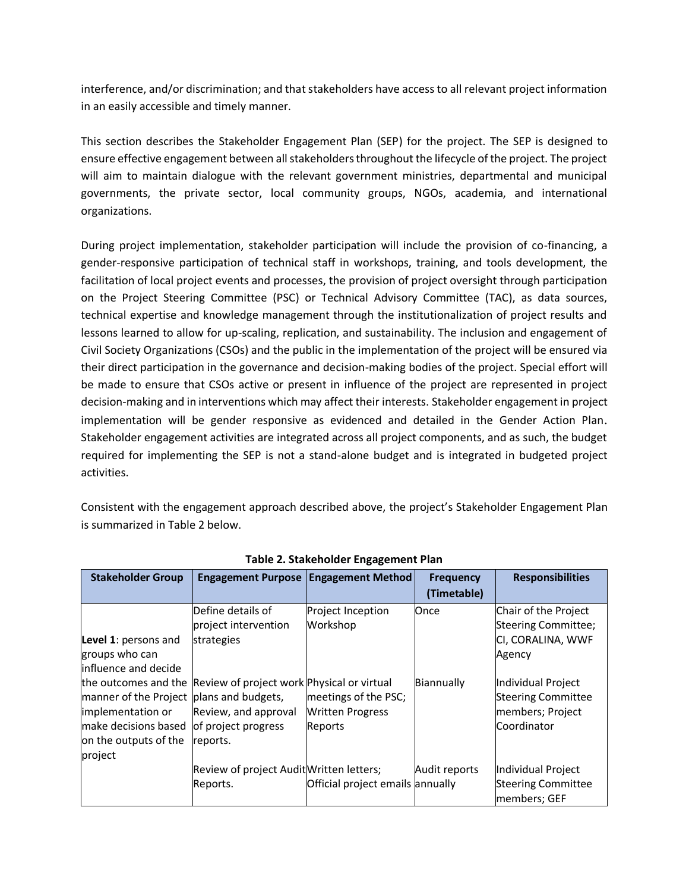interference, and/or discrimination; and that stakeholders have access to all relevant project information in an easily accessible and timely manner.

This section describes the Stakeholder Engagement Plan (SEP) for the project. The SEP is designed to ensure effective engagement between all stakeholders throughout the lifecycle of the project. The project will aim to maintain dialogue with the relevant government ministries, departmental and municipal governments, the private sector, local community groups, NGOs, academia, and international organizations.

During project implementation, stakeholder participation will include the provision of co-financing, a gender-responsive participation of technical staff in workshops, training, and tools development, the facilitation of local project events and processes, the provision of project oversight through participation on the Project Steering Committee (PSC) or Technical Advisory Committee (TAC), as data sources, technical expertise and knowledge management through the institutionalization of project results and lessons learned to allow for up-scaling, replication, and sustainability. The inclusion and engagement of Civil Society Organizations (CSOs) and the public in the implementation of the project will be ensured via their direct participation in the governance and decision-making bodies of the project. Special effort will be made to ensure that CSOs active or present in influence of the project are represented in project decision-making and in interventions which may affect their interests. Stakeholder engagement in project implementation will be gender responsive as evidenced and detailed in the Gender Action Plan. Stakeholder engagement activities are integrated across all project components, and as such, the budget required for implementing the SEP is not a stand-alone budget and is integrated in budgeted project activities.

Consistent with the engagement approach described above, the project's Stakeholder Engagement Plan is summarized in Table 2 below.

**Table 2. Stakeholder Engagement Plan**

| Stakeholder Group | Engagement Purpose | Engagement Method | Frequency (Timetable) | Responsibilities |
|---|---|---|---|---|
| **Level 1**: persons and groups who can influence and decide the outcomes and the manner of the Project implementation or make decisions based on the outputs of the project | Define details of project intervention strategies | Project Inception Workshop | Once | Chair of the Project Steering Committee; CI, CORALINA, WWF Agency |
| | Review of project work plans and budgets, Review, and approval of project progress reports. | Physical or virtual meetings of the PSC; Written Progress Reports | Biannually | Individual Project Steering Committee members; Project Coordinator |
| | Review of project Audit Reports. | Written letters; Official project emails | Audit reports annually | Individual Project Steering Committee members; GEF |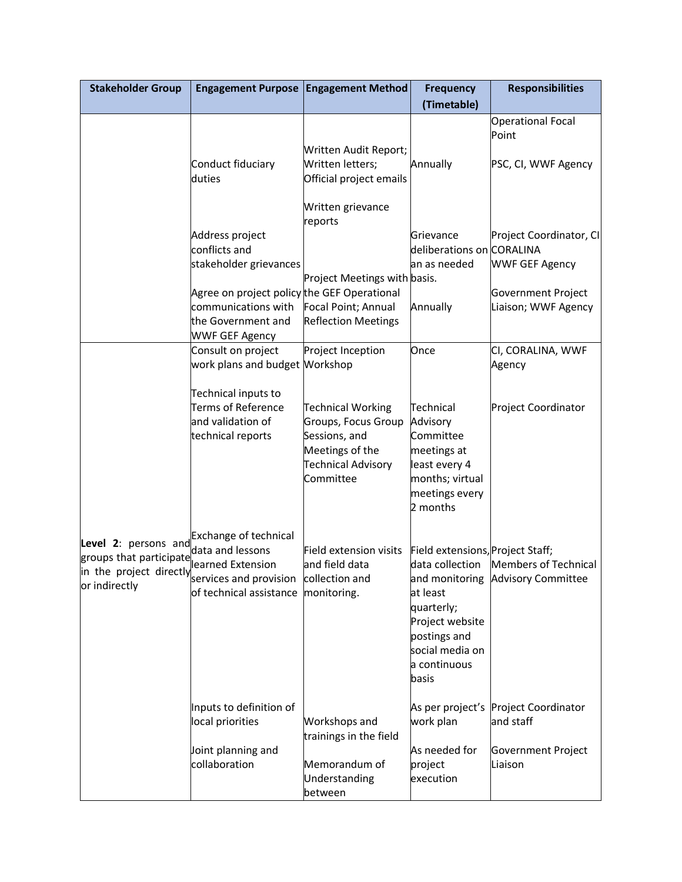| Stakeholder Group | Engagement Purpose | Engagement Method | Frequency (Timetable) | Responsibilities |
|---|---|---|---|---|
| | | | | Operational Focal Point |
| | Conduct fiduciary duties | Written Audit Report; Written letters; Official project emails | Annually | PSC, CI, WWF Agency |
| | Address project conflicts and stakeholder grievances | Written grievance reports | Grievance deliberations on an as needed basis. | Project Coordinator, CI CORALINA WWF GEF Agency |
| | Agree on project policy communications with the Government and WWF GEF Agency | Project Meetings with the GEF Operational Focal Point; Annual Reflection Meetings | Annually | Government Project Liaison; WWF Agency |
| **Level 2**: persons and groups that participate in the project directly or indirectly | Consult on project work plans and budget | Project Inception Workshop | Once | CI, CORALINA, WWF Agency |
| | Technical inputs to Terms of Reference and validation of technical reports | Technical Working Groups, Focus Group Sessions, and Meetings of the Technical Advisory Committee | Technical Advisory Committee meetings at least every 4 months; virtual meetings every 2 months | Project Coordinator |
| | Exchange of technical data and lessons learned Extension services and provision of technical assistance | Field extension visits and field data collection and monitoring. | Field extensions, data collection and monitoring at least quarterly; Project website postings and social media on a continuous basis | Project Staff; Members of Technical Advisory Committee |
| | Inputs to definition of local priorities | Workshops and trainings in the field | As per project's work plan | Project Coordinator and staff |
| | Joint planning and collaboration | Memorandum of Understanding between | As needed for project execution | Government Project Liaison |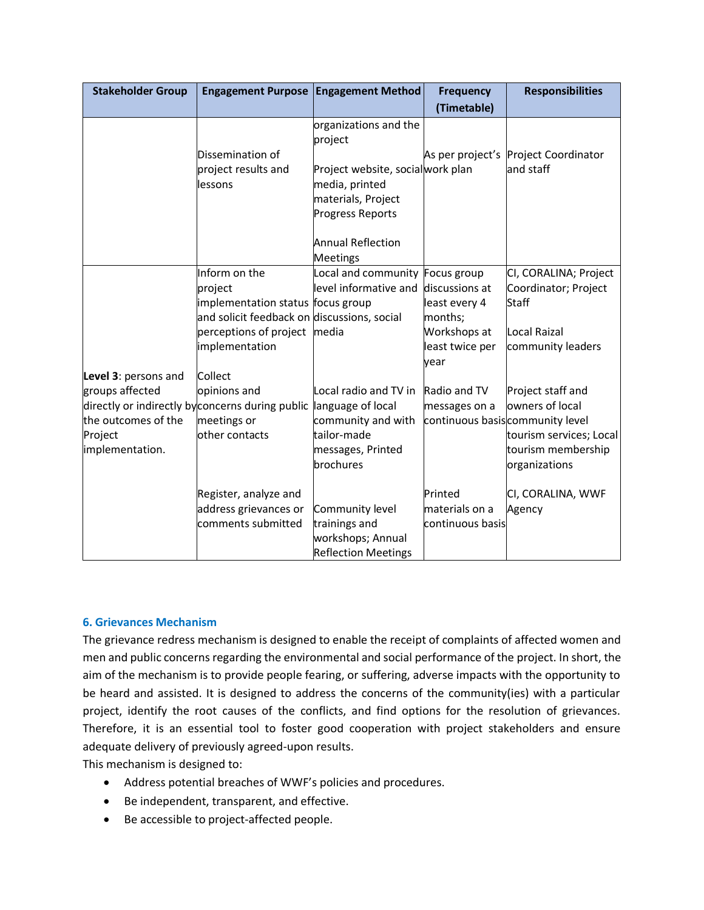| Stakeholder Group | Engagement Purpose | Engagement Method | Frequency (Timetable) | Responsibilities |
|---|---|---|---|---|
| | Dissemination of project results and lessons | organizations and the project<br><br>Project website, social media, printed materials, Project Progress Reports<br><br>Annual Reflection Meetings | As per project's work plan | Project Coordinator and staff |
| **Level 3**: persons and groups affected directly or indirectly by the outcomes of the Project implementation. | Inform on the project implementation status and solicit feedback on perceptions of project implementation<br><br>Collect opinions and concerns during public meetings or other contacts<br><br>Register, analyze and address grievances or comments submitted | Local and community level informative and focus group discussions, social media<br><br>Local radio and TV in language of local community and with tailor-made messages, Printed brochures<br><br>Community level trainings and workshops; Annual Reflection Meetings | Focus group discussions at least every 4 months; Workshops at least twice per year<br><br>Radio and TV messages on a continuous basis<br><br>Printed materials on a continuous basis | CI, CORALINA; Project Coordinator; Project Staff<br><br>Local Raizal community leaders<br><br>Project staff and owners of local community level tourism services; Local tourism membership organizations<br><br>CI, CORALINA, WWF Agency |

## 6. Grievances Mechanism

The grievance redress mechanism is designed to enable the receipt of complaints of affected women and men and public concerns regarding the environmental and social performance of the project. In short, the aim of the mechanism is to provide people fearing, or suffering, adverse impacts with the opportunity to be heard and assisted. It is designed to address the concerns of the community(ies) with a particular project, identify the root causes of the conflicts, and find options for the resolution of grievances. Therefore, it is an essential tool to foster good cooperation with project stakeholders and ensure adequate delivery of previously agreed-upon results.

This mechanism is designed to:

- Address potential breaches of WWF's policies and procedures.
- Be independent, transparent, and effective.
- Be accessible to project-affected people.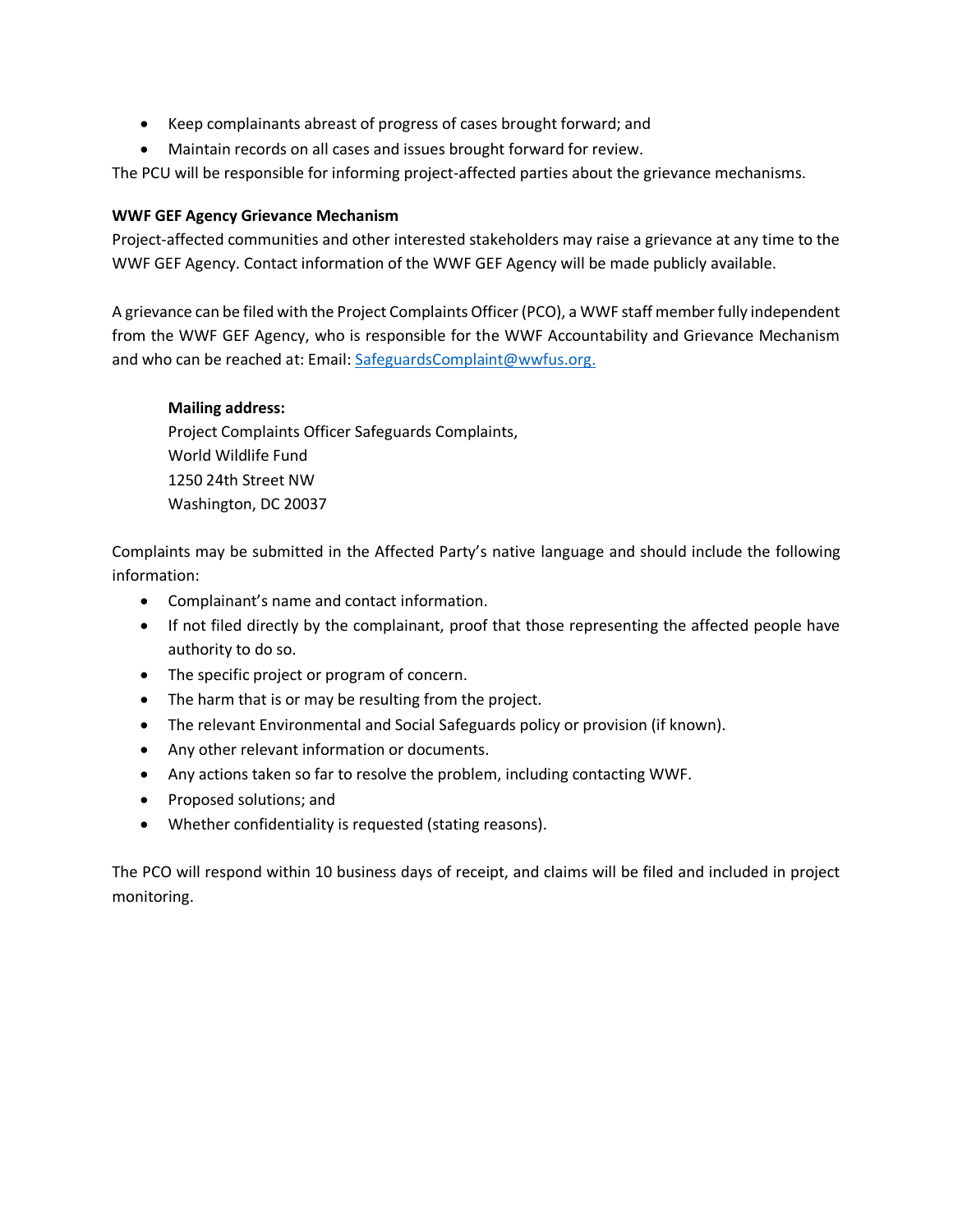- Keep complainants abreast of progress of cases brought forward; and
- Maintain records on all cases and issues brought forward for review.

The PCU will be responsible for informing project-affected parties about the grievance mechanisms.

**WWF GEF Agency Grievance Mechanism**

Project-affected communities and other interested stakeholders may raise a grievance at any time to the WWF GEF Agency. Contact information of the WWF GEF Agency will be made publicly available.

A grievance can be filed with the Project Complaints Officer (PCO), a WWF staff member fully independent from the WWF GEF Agency, who is responsible for the WWF Accountability and Grievance Mechanism and who can be reached at: Email: SafeguardsComplaint@wwfus.org.

> **Mailing address:**
> Project Complaints Officer Safeguards Complaints,
> World Wildlife Fund
> 1250 24th Street NW
> Washington, DC 20037

Complaints may be submitted in the Affected Party's native language and should include the following information:

- Complainant's name and contact information.
- If not filed directly by the complainant, proof that those representing the affected people have authority to do so.
- The specific project or program of concern.
- The harm that is or may be resulting from the project.
- The relevant Environmental and Social Safeguards policy or provision (if known).
- Any other relevant information or documents.
- Any actions taken so far to resolve the problem, including contacting WWF.
- Proposed solutions; and
- Whether confidentiality is requested (stating reasons).

The PCO will respond within 10 business days of receipt, and claims will be filed and included in project monitoring.